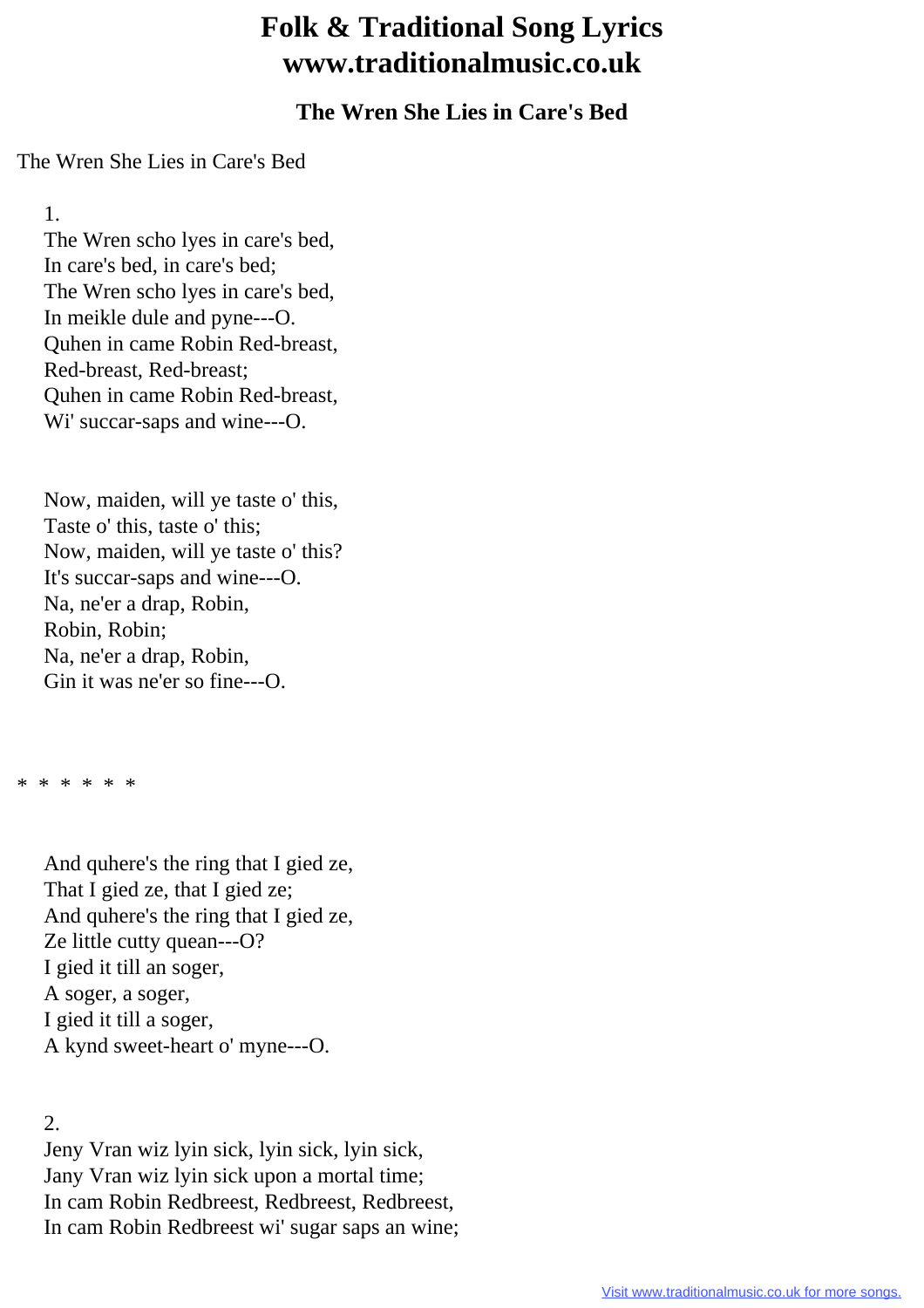# Folk & Traditional Song Lyrics www.traditionalmusic.co.uk

## The Wren She Lies in Care's Bed

The Wren She Lies in Care's Bed

1.
The Wren scho lyes in care's bed,
In care's bed, in care's bed;
The Wren scho lyes in care's bed,
In meikle dule and pyne---O.
Quhen in came Robin Red-breast,
Red-breast, Red-breast;
Quhen in came Robin Red-breast,
Wi' succar-saps and wine---O.

Now, maiden, will ye taste o' this,
Taste o' this, taste o' this;
Now, maiden, will ye taste o' this?
It's succar-saps and wine---O.
Na, ne'er a drap, Robin,
Robin, Robin;
Na, ne'er a drap, Robin,
Gin it was ne'er so fine---O.

\* \* \* \* \* \*

And quhere's the ring that I gied ze,
That I gied ze, that I gied ze;
And quhere's the ring that I gied ze,
Ze little cutty quean---O?
I gied it till an soger,
A soger, a soger,
I gied it till a soger,
A kynd sweet-heart o' myne---O.

2.
Jeny Vran wiz lyin sick, lyin sick, lyin sick,
Jany Vran wiz lyin sick upon a mortal time;
In cam Robin Redbreest, Redbreest, Redbreest,
In cam Robin Redbreest wi' sugar saps an wine;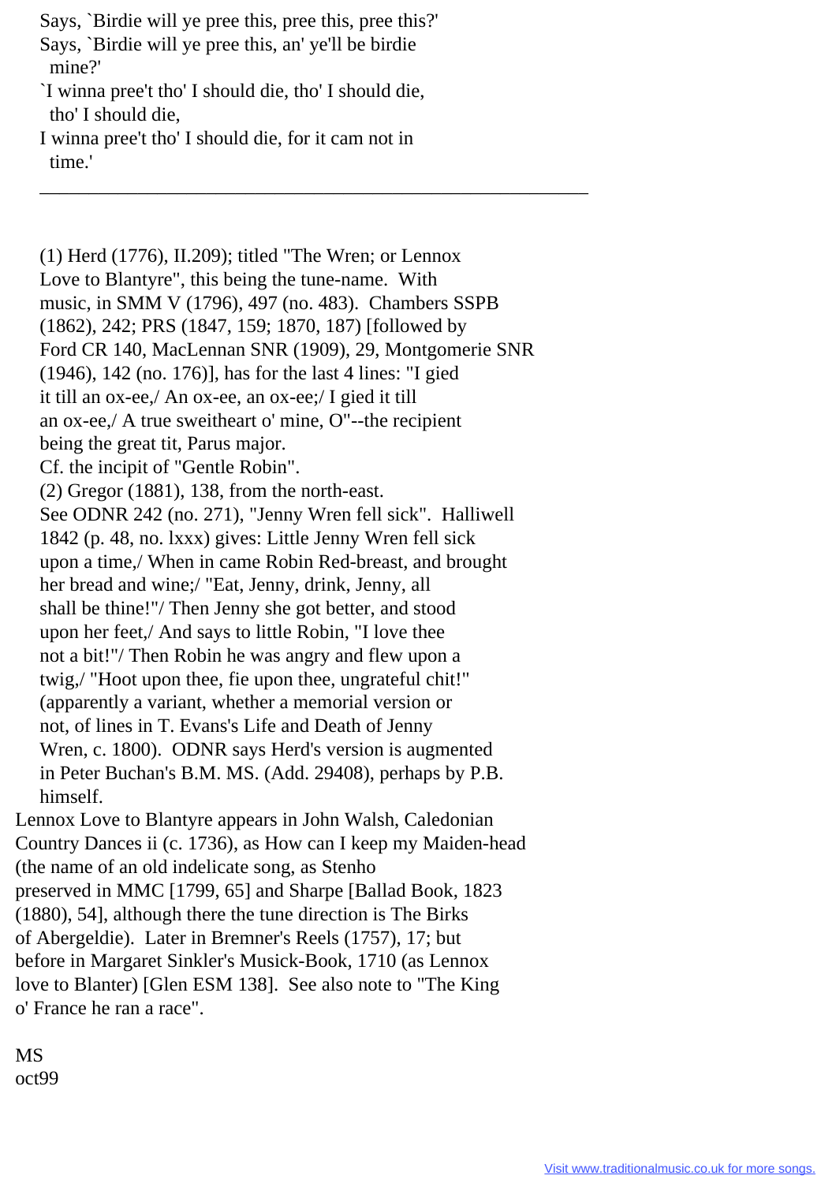Says, `Birdie will ye pree this, pree this, pree this?'
Says, `Birdie will ye pree this, an' ye'll be birdie mine?'
`I winna pree't tho' I should die, tho' I should die, tho' I should die,
I winna pree't tho' I should die, for it cam not in time.'

---

(1) Herd (1776), II.209); titled "The Wren; or Lennox Love to Blantyre", this being the tune-name. With music, in SMM V (1796), 497 (no. 483). Chambers SSPB (1862), 242; PRS (1847, 159; 1870, 187) [followed by Ford CR 140, MacLennan SNR (1909), 29, Montgomerie SNR (1946), 142 (no. 176)], has for the last 4 lines: "I gied it till an ox-ee,/ An ox-ee, an ox-ee;/ I gied it till an ox-ee,/ A true sweitheart o' mine, O"--the recipient being the great tit, Parus major.
Cf. the incipit of "Gentle Robin".
(2) Gregor (1881), 138, from the north-east.
See ODNR 242 (no. 271), "Jenny Wren fell sick". Halliwell 1842 (p. 48, no. lxxx) gives: Little Jenny Wren fell sick upon a time,/ When in came Robin Red-breast, and brought her bread and wine;/ "Eat, Jenny, drink, Jenny, all shall be thine!"/ Then Jenny she got better, and stood upon her feet,/ And says to little Robin, "I love thee not a bit!"/ Then Robin he was angry and flew upon a twig,/ "Hoot upon thee, fie upon thee, ungrateful chit!" (apparently a variant, whether a memorial version or not, of lines in T. Evans's Life and Death of Jenny Wren, c. 1800). ODNR says Herd's version is augmented in Peter Buchan's B.M. MS. (Add. 29408), perhaps by P.B. himself.

Lennox Love to Blantyre appears in John Walsh, Caledonian Country Dances ii (c. 1736), as How can I keep my Maiden-head (the name of an old indelicate song, as Stenho preserved in MMC [1799, 65] and Sharpe [Ballad Book, 1823 (1880), 54], although there the tune direction is The Birks of Abergeldie). Later in Bremner's Reels (1757), 17; but before in Margaret Sinkler's Musick-Book, 1710 (as Lennox love to Blanter) [Glen ESM 138]. See also note to "The King o' France he ran a race".

MS
oct99